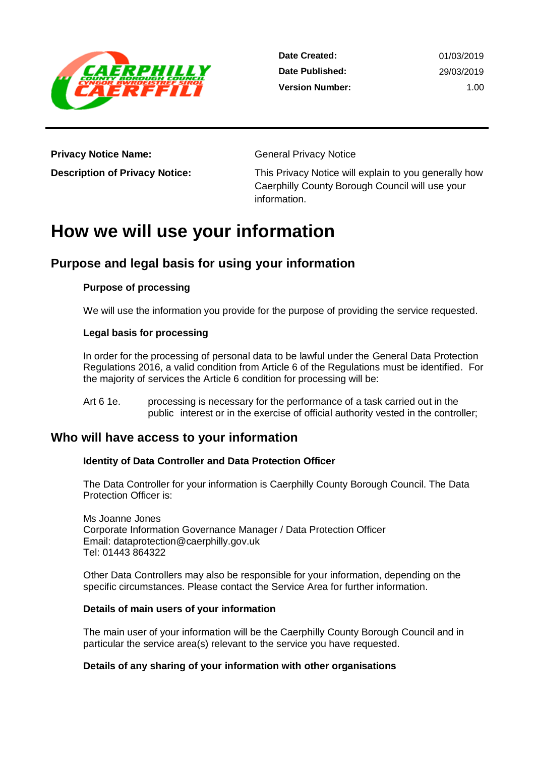| | |
|---|---|
| **Date Created:** | 01/03/2019 |
| **Date Published:** | 29/03/2019 |
| **Version Number:** | 1.00 |

| | |
|---|---|
| **Privacy Notice Name:** | General Privacy Notice |
| **Description of Privacy Notice:** | This Privacy Notice will explain to you generally how Caerphilly County Borough Council will use your information. |

# How we will use your information

## Purpose and legal basis for using your information

### Purpose of processing

We will use the information you provide for the purpose of providing the service requested.

### Legal basis for processing

In order for the processing of personal data to be lawful under the General Data Protection Regulations 2016, a valid condition from Article 6 of the Regulations must be identified. For the majority of services the Article 6 condition for processing will be:

Art 6 1e. processing is necessary for the performance of a task carried out in the public interest or in the exercise of official authority vested in the controller;

## Who will have access to your information

### Identity of Data Controller and Data Protection Officer

The Data Controller for your information is Caerphilly County Borough Council. The Data Protection Officer is:

Ms Joanne Jones
Corporate Information Governance Manager / Data Protection Officer
Email: dataprotection@caerphilly.gov.uk
Tel: 01443 864322

Other Data Controllers may also be responsible for your information, depending on the specific circumstances. Please contact the Service Area for further information.

### Details of main users of your information

The main user of your information will be the Caerphilly County Borough Council and in particular the service area(s) relevant to the service you have requested.

### Details of any sharing of your information with other organisations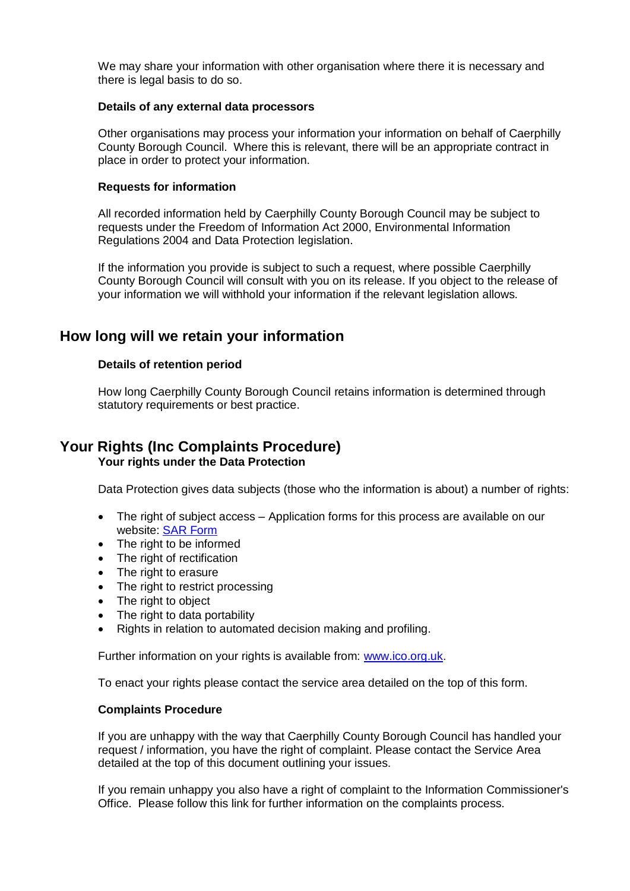We may share your information with other organisation where there it is necessary and there is legal basis to do so.

### Details of any external data processors

Other organisations may process your information your information on behalf of Caerphilly County Borough Council. Where this is relevant, there will be an appropriate contract in place in order to protect your information.

### Requests for information

All recorded information held by Caerphilly County Borough Council may be subject to requests under the Freedom of Information Act 2000, Environmental Information Regulations 2004 and Data Protection legislation.

If the information you provide is subject to such a request, where possible Caerphilly County Borough Council will consult with you on its release. If you object to the release of your information we will withhold your information if the relevant legislation allows.

## How long will we retain your information

### Details of retention period

How long Caerphilly County Borough Council retains information is determined through statutory requirements or best practice.

## Your Rights (Inc Complaints Procedure)

### Your rights under the Data Protection

Data Protection gives data subjects (those who the information is about) a number of rights:

- The right of subject access – Application forms for this process are available on our website: [SAR Form]
- The right to be informed
- The right of rectification
- The right to erasure
- The right to restrict processing
- The right to object
- The right to data portability
- Rights in relation to automated decision making and profiling.

Further information on your rights is available from: www.ico.org.uk.

To enact your rights please contact the service area detailed on the top of this form.

### Complaints Procedure

If you are unhappy with the way that Caerphilly County Borough Council has handled your request / information, you have the right of complaint. Please contact the Service Area detailed at the top of this document outlining your issues.

If you remain unhappy you also have a right of complaint to the Information Commissioner's Office. Please follow this link for further information on the complaints process.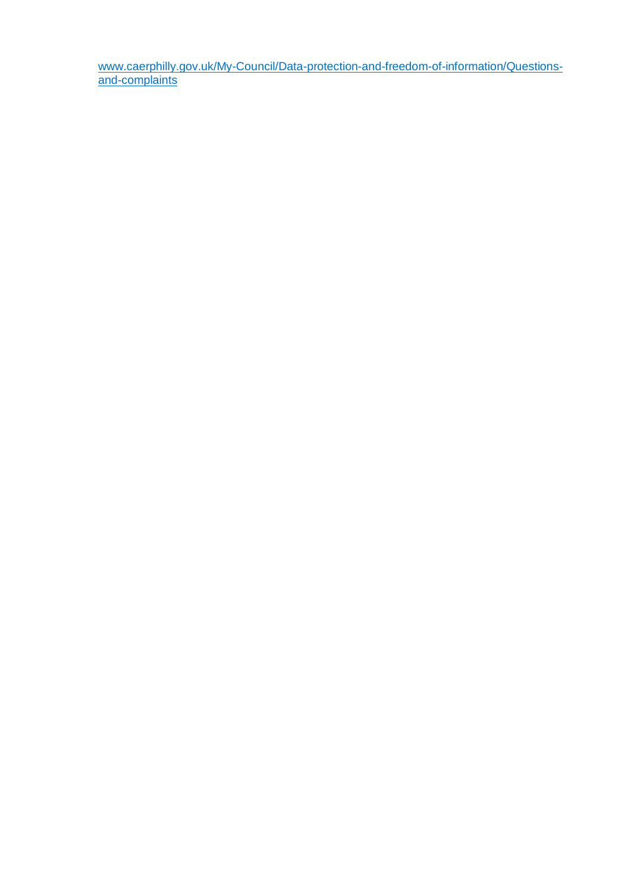[www.caerphilly.gov.uk/My-Council/Data-protection-and-freedom-of-information/Questions-and-complaints](http://www.caerphilly.gov.uk/My-Council/Data-protection-and-freedom-of-information/Questions-and-complaints)